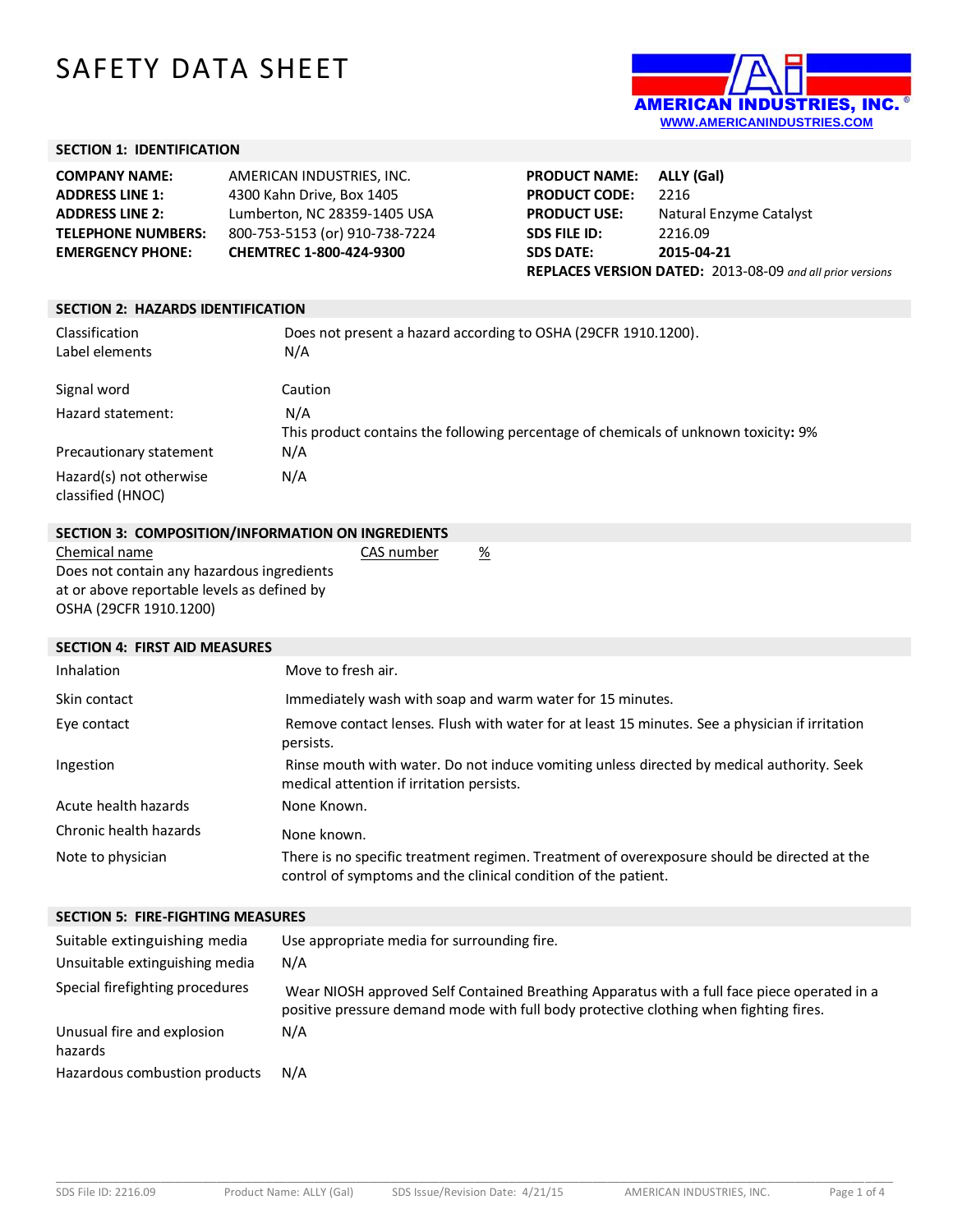# SAFETY DATA SHEET

AMERICAN INDUSTRIES, INC.®
WWW.AMERICANINDUSTRIES.COM

## SECTION 1: IDENTIFICATION

| | |
|---|---|
| **COMPANY NAME:** | AMERICAN INDUSTRIES, INC. |
| **ADDRESS LINE 1:** | 4300 Kahn Drive, Box 1405 |
| **ADDRESS LINE 2:** | Lumberton, NC 28359-1405 USA |
| **TELEPHONE NUMBERS:** | 800-753-5153 (or) 910-738-7224 |
| **EMERGENCY PHONE:** | **CHEMTREC 1-800-424-9300** |

| | |
|---|---|
| **PRODUCT NAME:** | **ALLY (Gal)** |
| **PRODUCT CODE:** | 2216 |
| **PRODUCT USE:** | Natural Enzyme Catalyst |
| **SDS FILE ID:** | 2216.09 |
| **SDS DATE:** | **2015-04-21** |
| **REPLACES VERSION DATED:** | 2013-08-09 *and all prior versions* |

## SECTION 2: HAZARDS IDENTIFICATION

| | |
|---|---|
| Classification | Does not present a hazard according to OSHA (29CFR 1910.1200). |
| Label elements | N/A |
| Signal word | Caution |
| Hazard statement: | N/A<br>This product contains the following percentage of chemicals of unknown toxicity: 9% |
| Precautionary statement | N/A |
| Hazard(s) not otherwise classified (HNOC) | N/A |

## SECTION 3: COMPOSITION/INFORMATION ON INGREDIENTS

| Chemical name | CAS number | % |
|---|---|---|
| Does not contain any hazardous ingredients at or above reportable levels as defined by OSHA (29CFR 1910.1200) | | |

## SECTION 4: FIRST AID MEASURES

| | |
|---|---|
| Inhalation | Move to fresh air. |
| Skin contact | Immediately wash with soap and warm water for 15 minutes. |
| Eye contact | Remove contact lenses. Flush with water for at least 15 minutes. See a physician if irritation persists. |
| Ingestion | Rinse mouth with water. Do not induce vomiting unless directed by medical authority. Seek medical attention if irritation persists. |
| Acute health hazards | None Known. |
| Chronic health hazards | None known. |
| Note to physician | There is no specific treatment regimen. Treatment of overexposure should be directed at the control of symptoms and the clinical condition of the patient. |

## SECTION 5: FIRE-FIGHTING MEASURES

| | |
|---|---|
| Suitable extinguishing media | Use appropriate media for surrounding fire. |
| Unsuitable extinguishing media | N/A |
| Special firefighting procedures | Wear NIOSH approved Self Contained Breathing Apparatus with a full face piece operated in a positive pressure demand mode with full body protective clothing when fighting fires. |
| Unusual fire and explosion hazards | N/A |
| Hazardous combustion products | N/A |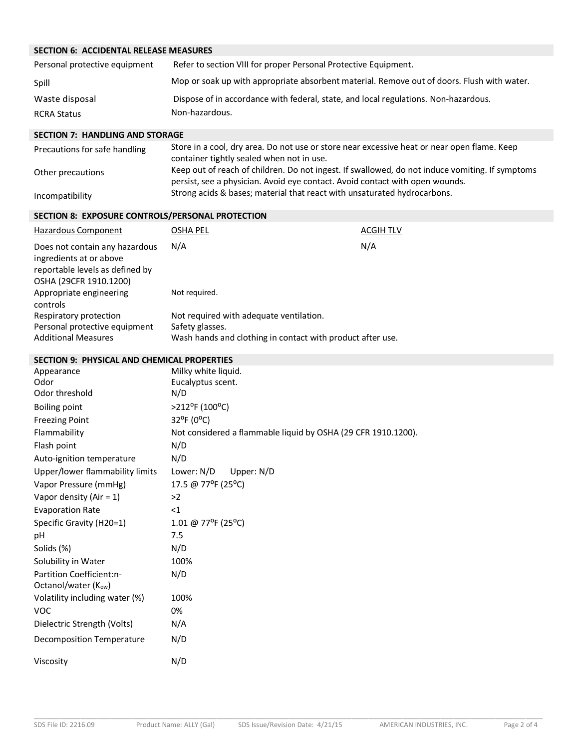## SECTION 6: ACCIDENTAL RELEASE MEASURES

| | |
|---|---|
| Personal protective equipment | Refer to section VIII for proper Personal Protective Equipment. |
| Spill | Mop or soak up with appropriate absorbent material. Remove out of doors. Flush with water. |
| Waste disposal | Dispose of in accordance with federal, state, and local regulations. Non-hazardous. |
| RCRA Status | Non-hazardous. |

## SECTION 7: HANDLING AND STORAGE

| | |
|---|---|
| Precautions for safe handling | Store in a cool, dry area. Do not use or store near excessive heat or near open flame. Keep container tightly sealed when not in use. |
| Other precautions | Keep out of reach of children. Do not ingest. If swallowed, do not induce vomiting. If symptoms persist, see a physician. Avoid eye contact. Avoid contact with open wounds. |
| Incompatibility | Strong acids & bases; material that react with unsaturated hydrocarbons. |

## SECTION 8: EXPOSURE CONTROLS/PERSONAL PROTECTION

| Hazardous Component | OSHA PEL | ACGIH TLV |
|---|---|---|
| Does not contain any hazardous ingredients at or above reportable levels as defined by OSHA (29CFR 1910.1200) | N/A | N/A |
| Appropriate engineering controls | Not required. | |
| Respiratory protection | Not required with adequate ventilation. | |
| Personal protective equipment | Safety glasses. | |
| Additional Measures | Wash hands and clothing in contact with product after use. | |

## SECTION 9: PHYSICAL AND CHEMICAL PROPERTIES

| | |
|---|---|
| Appearance | Milky white liquid. |
| Odor | Eucalyptus scent. |
| Odor threshold | N/D |
| Boiling point | >212°F (100°C) |
| Freezing Point | 32°F (0°C) |
| Flammability | Not considered a flammable liquid by OSHA (29 CFR 1910.1200). |
| Flash point | N/D |
| Auto-ignition temperature | N/D |
| Upper/lower flammability limits | Lower: N/D Upper: N/D |
| Vapor Pressure (mmHg) | 17.5 @ 77°F (25°C) |
| Vapor density (Air = 1) | >2 |
| Evaporation Rate | <1 |
| Specific Gravity (H20=1) | 1.01 @ 77°F (25°C) |
| pH | 7.5 |
| Solids (%) | N/D |
| Solubility in Water | 100% |
| Partition Coefficient:n-Octanol/water ($K_{ow}$) | N/D |
| Volatility including water (%) | 100% |
| VOC | 0% |
| Dielectric Strength (Volts) | N/A |
| Decomposition Temperature | N/D |
| Viscosity | N/D |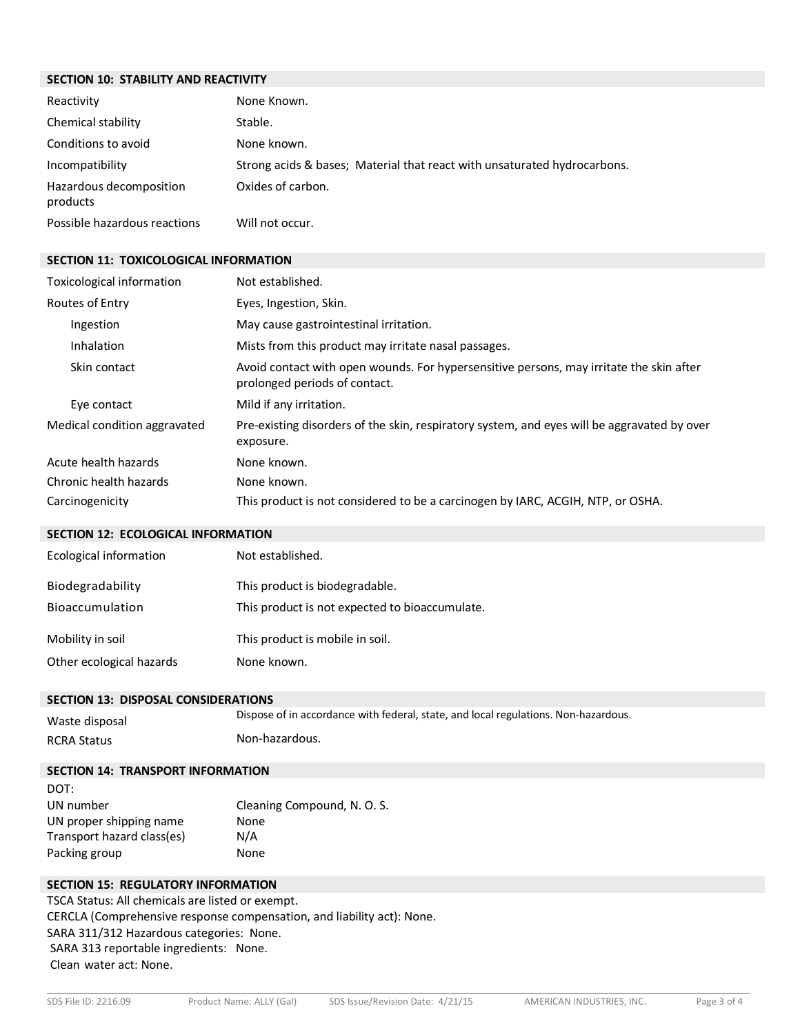## SECTION 10: STABILITY AND REACTIVITY

| | |
|---|---|
| Reactivity | None Known. |
| Chemical stability | Stable. |
| Conditions to avoid | None known. |
| Incompatibility | Strong acids & bases; Material that react with unsaturated hydrocarbons. |
| Hazardous decomposition products | Oxides of carbon. |
| Possible hazardous reactions | Will not occur. |

## SECTION 11: TOXICOLOGICAL INFORMATION

| | |
|---|---|
| Toxicological information | Not established. |
| Routes of Entry | Eyes, Ingestion, Skin. |
| Ingestion | May cause gastrointestinal irritation. |
| Inhalation | Mists from this product may irritate nasal passages. |
| Skin contact | Avoid contact with open wounds. For hypersensitive persons, may irritate the skin after prolonged periods of contact. |
| Eye contact | Mild if any irritation. |
| Medical condition aggravated | Pre-existing disorders of the skin, respiratory system, and eyes will be aggravated by over exposure. |
| Acute health hazards | None known. |
| Chronic health hazards | None known. |
| Carcinogenicity | This product is not considered to be a carcinogen by IARC, ACGIH, NTP, or OSHA. |

## SECTION 12: ECOLOGICAL INFORMATION

| | |
|---|---|
| Ecological information | Not established. |
| Biodegradability | This product is biodegradable. |
| Bioaccumulation | This product is not expected to bioaccumulate. |
| Mobility in soil | This product is mobile in soil. |
| Other ecological hazards | None known. |

## SECTION 13: DISPOSAL CONSIDERATIONS

| | |
|---|---|
| Waste disposal | Dispose of in accordance with federal, state, and local regulations. Non-hazardous. |
| RCRA Status | Non-hazardous. |

## SECTION 14: TRANSPORT INFORMATION

DOT:

| | |
|---|---|
| UN number | Cleaning Compound, N. O. S. |
| UN proper shipping name | None |
| Transport hazard class(es) | N/A |
| Packing group | None |

## SECTION 15: REGULATORY INFORMATION

TSCA Status: All chemicals are listed or exempt.
CERCLA (Comprehensive response compensation, and liability act): None.
SARA 311/312 Hazardous categories: None.
SARA 313 reportable ingredients: None.
Clean water act: None.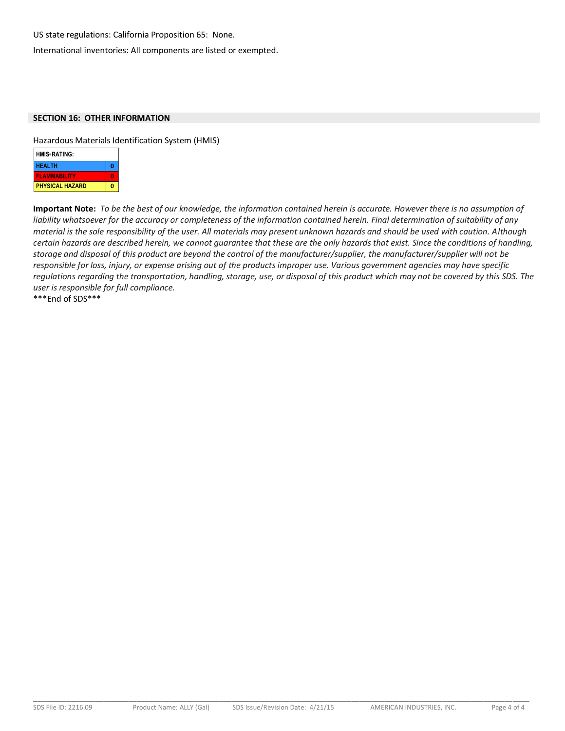US state regulations: California Proposition 65: None.

International inventories: All components are listed or exempted.

## SECTION 16: OTHER INFORMATION

Hazardous Materials Identification System (HMIS)

| HMIS® RATING: | |
|---|---|
| HEALTH | 0 |
| FLAMMABILITY | 0 |
| PHYSICAL HAZARD | 0 |

**Important Note:** *To be the best of our knowledge, the information contained herein is accurate. However there is no assumption of liability whatsoever for the accuracy or completeness of the information contained herein. Final determination of suitability of any material is the sole responsibility of the user. All materials may present unknown hazards and should be used with caution. Although certain hazards are described herein, we cannot guarantee that these are the only hazards that exist. Since the conditions of handling, storage and disposal of this product are beyond the control of the manufacturer/supplier, the manufacturer/supplier will not be responsible for loss, injury, or expense arising out of the products improper use. Various government agencies may have specific regulations regarding the transportation, handling, storage, use, or disposal of this product which may not be covered by this SDS. The user is responsible for full compliance.*

***End of SDS***